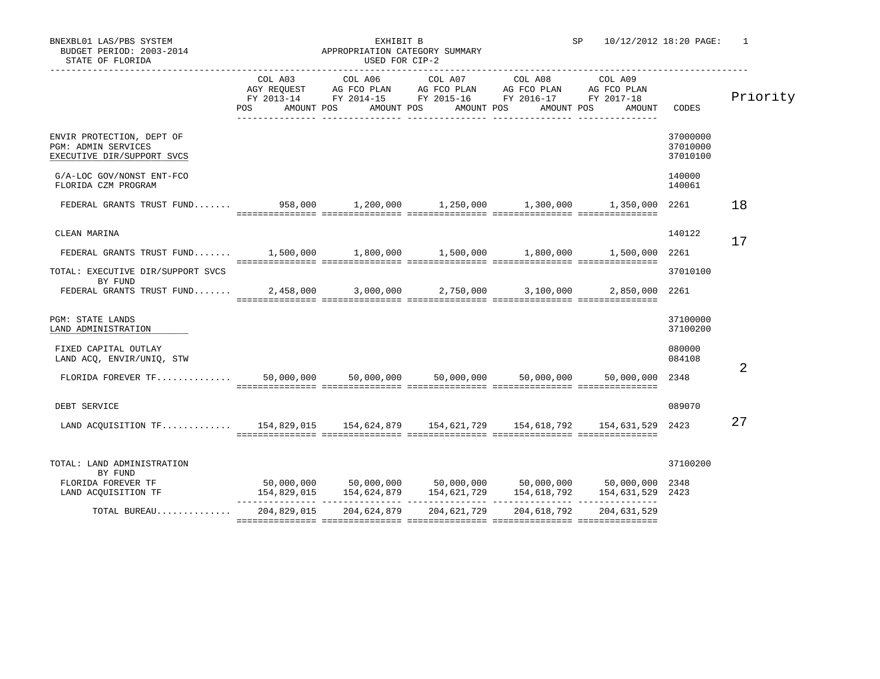BNEXBL01 LAS/PBS SYSTEM
BUDGET PERIOD: 2003-2014
STATE OF FLORIDA

EXHIBIT B
APPROPRIATION CATEGORY SUMMARY
USED FOR CIP-2

SP 10/12/2012 18:20

| | COL A03 AGY REQUEST FY 2013-14 POS AMOUNT | COL A06 AG FCO PLAN FY 2014-15 POS AMOUNT | COL A07 AG FCO PLAN FY 2015-16 POS AMOUNT | COL A08 AG FCO PLAN FY 2016-17 POS AMOUNT | COL A09 AG FCO PLAN FY 2017-18 POS AMOUNT | CODES | Priority |
|---|---|---|---|---|---|---|---|
| ENVIR PROTECTION, DEPT OF | | | | | | 37000000 | |
| PGM: ADMIN SERVICES | | | | | | 37010000 | |
| EXECUTIVE DIR/SUPPORT SVCS | | | | | | 37010100 | |
| G/A-LOC GOV/NONST ENT-FCO | | | | | | 140000 | |
| FLORIDA CZM PROGRAM | | | | | | 140061 | |
| FEDERAL GRANTS TRUST FUND....... | 958,000 | 1,200,000 | 1,250,000 | 1,300,000 | 1,350,000 | 2261 | 18 |
| CLEAN MARINA | | | | | | 140122 | |
| FEDERAL GRANTS TRUST FUND....... | 1,500,000 | 1,800,000 | 1,500,000 | 1,800,000 | 1,500,000 | 2261 | 17 |
| TOTAL: EXECUTIVE DIR/SUPPORT SVCS | | | | | | 37010100 | |
| BY FUND | | | | | | | |
| FEDERAL GRANTS TRUST FUND....... | 2,458,000 | 3,000,000 | 2,750,000 | 3,100,000 | 2,850,000 | 2261 | |
| PGM: STATE LANDS | | | | | | 37100000 | |
| LAND ADMINISTRATION | | | | | | 37100200 | |
| FIXED CAPITAL OUTLAY | | | | | | 080000 | |
| LAND ACQ, ENVIR/UNIQ, STW | | | | | | 084108 | |
| FLORIDA FOREVER TF............. | 50,000,000 | 50,000,000 | 50,000,000 | 50,000,000 | 50,000,000 | 2348 | 2 |
| DEBT SERVICE | | | | | | 089070 | |
| LAND ACQUISITION TF............ | 154,829,015 | 154,624,879 | 154,621,729 | 154,618,792 | 154,631,529 | 2423 | 27 |
| TOTAL: LAND ADMINISTRATION | | | | | | 37100200 | |
| BY FUND | | | | | | | |
| FLORIDA FOREVER TF | 50,000,000 | 50,000,000 | 50,000,000 | 50,000,000 | 50,000,000 | 2348 | |
| LAND ACQUISITION TF | 154,829,015 | 154,624,879 | 154,621,729 | 154,618,792 | 154,631,529 | 2423 | |
| TOTAL BUREAU............. | 204,829,015 | 204,624,879 | 204,621,729 | 204,618,792 | 204,631,529 | | |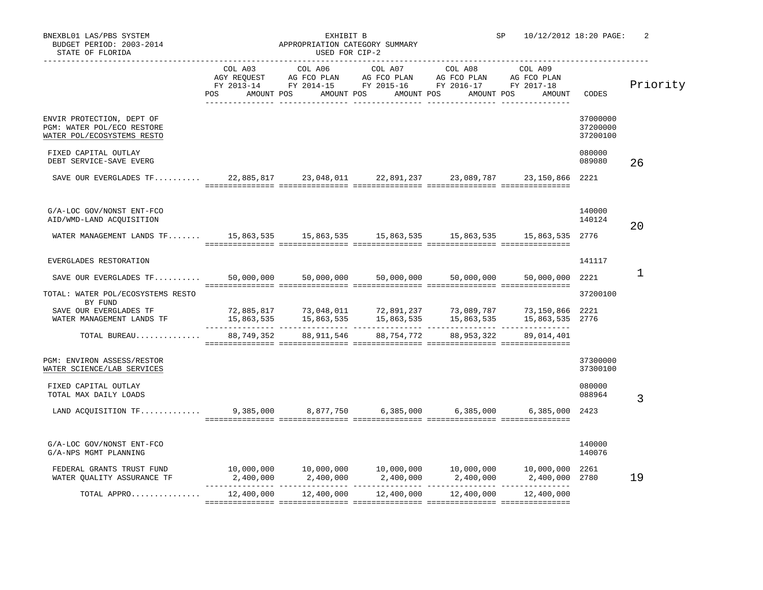BNEXBL01 LAS/PBS SYSTEM — EXHIBIT B — SP 10/12/2012 18:20 PAGE: 2

BUDGET PERIOD: 2003-2014 — APPROPRIATION CATEGORY SUMMARY

STATE OF FLORIDA — USED FOR CIP-2

| | COL A03 AGY REQUEST FY 2013-14 POS AMOUNT | COL A06 AG FCO PLAN FY 2014-15 POS AMOUNT | COL A07 AG FCO PLAN FY 2015-16 POS AMOUNT | COL A08 AG FCO PLAN FY 2016-17 POS AMOUNT | COL A09 AG FCO PLAN FY 2017-18 POS AMOUNT | CODES | Priority |
|---|---|---|---|---|---|---|---|
| ENVIR PROTECTION, DEPT OF | | | | | | 37000000 | |
| PGM: WATER POL/ECO RESTORE | | | | | | 37200000 | |
| WATER POL/ECOSYSTEMS RESTO | | | | | | 37200100 | |
| FIXED CAPITAL OUTLAY | | | | | | 080000 | |
| DEBT SERVICE-SAVE EVERG | | | | | | 089080 | 26 |
| SAVE OUR EVERGLADES TF.......... | 22,885,817 | 23,048,011 | 22,891,237 | 23,089,787 | 23,150,866 | 2221 | |
| G/A-LOC GOV/NONST ENT-FCO | | | | | | 140000 | |
| AID/WMD-LAND ACQUISITION | | | | | | 140124 | 20 |
| WATER MANAGEMENT LANDS TF....... | 15,863,535 | 15,863,535 | 15,863,535 | 15,863,535 | 15,863,535 | 2776 | |
| EVERGLADES RESTORATION | | | | | | 141117 | 1 |
| SAVE OUR EVERGLADES TF.......... | 50,000,000 | 50,000,000 | 50,000,000 | 50,000,000 | 50,000,000 | 2221 | |
| TOTAL: WATER POL/ECOSYSTEMS RESTO | | | | | | 37200100 | |
| BY FUND | | | | | | | |
| SAVE OUR EVERGLADES TF | 72,885,817 | 73,048,011 | 72,891,237 | 73,089,787 | 73,150,866 | 2221 | |
| WATER MANAGEMENT LANDS TF | 15,863,535 | 15,863,535 | 15,863,535 | 15,863,535 | 15,863,535 | 2776 | |
| TOTAL BUREAU.............. | 88,749,352 | 88,911,546 | 88,754,772 | 88,953,322 | 89,014,401 | | |
| PGM: ENVIRON ASSESS/RESTOR | | | | | | 37300000 | |
| WATER SCIENCE/LAB SERVICES | | | | | | 37300100 | |
| FIXED CAPITAL OUTLAY | | | | | | 080000 | |
| TOTAL MAX DAILY LOADS | | | | | | 088964 | 3 |
| LAND ACQUISITION TF............. | 9,385,000 | 8,877,750 | 6,385,000 | 6,385,000 | 6,385,000 | 2423 | |
| G/A-LOC GOV/NONST ENT-FCO | | | | | | 140000 | |
| G/A-NPS MGMT PLANNING | | | | | | 140076 | |
| FEDERAL GRANTS TRUST FUND | 10,000,000 | 10,000,000 | 10,000,000 | 10,000,000 | 10,000,000 | 2261 | |
| WATER QUALITY ASSURANCE TF | 2,400,000 | 2,400,000 | 2,400,000 | 2,400,000 | 2,400,000 | 2780 | 19 |
| TOTAL APPRO............... | 12,400,000 | 12,400,000 | 12,400,000 | 12,400,000 | 12,400,000 | | |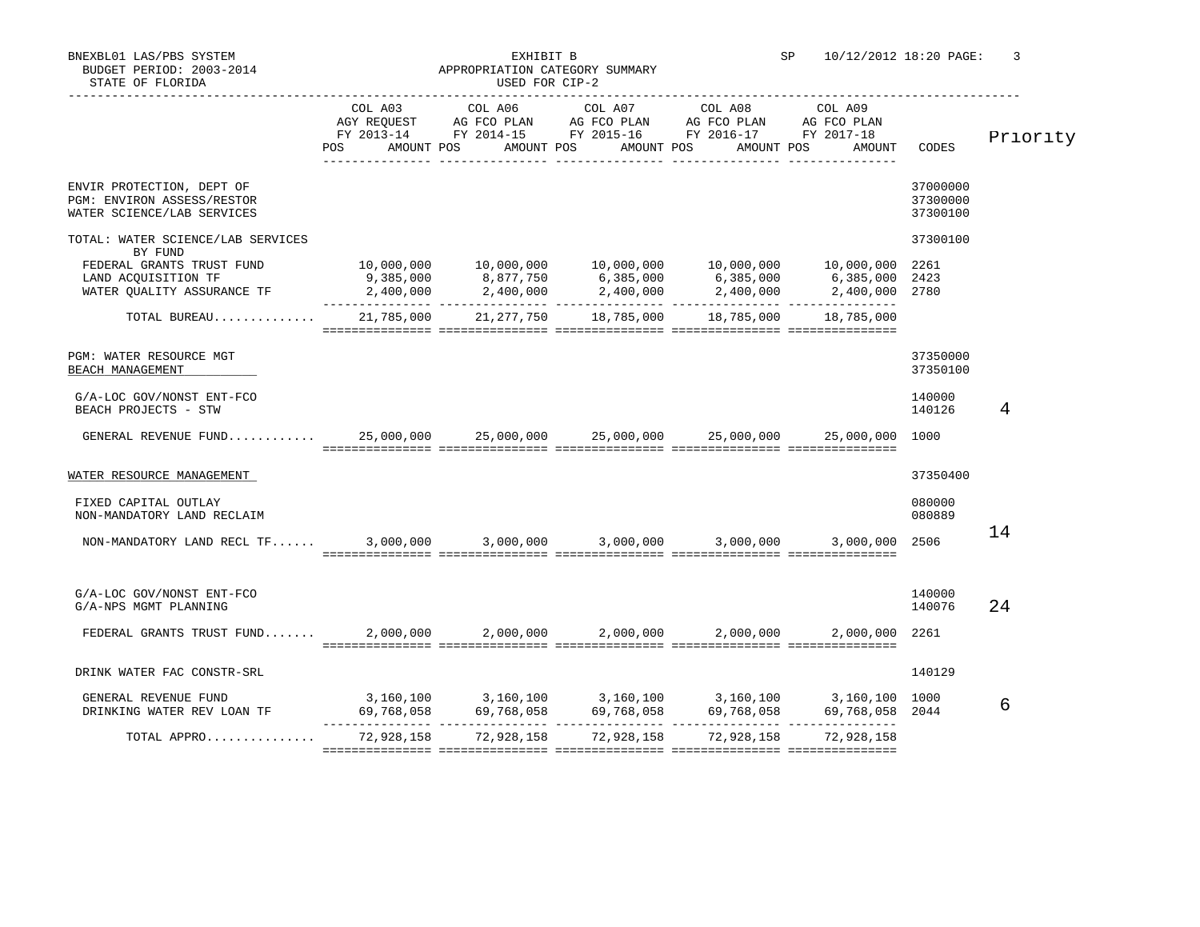BNEXBL01 LAS/PBS SYSTEM — EXHIBIT B — SP 10/12/2012 18:20

BUDGET PERIOD: 2003-2014 — APPROPRIATION CATEGORY SUMMARY

STATE OF FLORIDA — USED FOR CIP-2

| | COL A03 AGY REQUEST FY 2013-14 POS AMOUNT | COL A06 AG FCO PLAN FY 2014-15 POS AMOUNT | COL A07 AG FCO PLAN FY 2015-16 POS AMOUNT | COL A08 AG FCO PLAN FY 2016-17 POS AMOUNT | COL A09 AG FCO PLAN FY 2017-18 POS AMOUNT | CODES | Priority |
|---|---|---|---|---|---|---|---|
| ENVIR PROTECTION, DEPT OF | | | | | | 37000000 | |
| PGM: ENVIRON ASSESS/RESTOR | | | | | | 37300000 | |
| WATER SCIENCE/LAB SERVICES | | | | | | 37300100 | |
| TOTAL: WATER SCIENCE/LAB SERVICES | | | | | | 37300100 | |
| BY FUND | | | | | | | |
| FEDERAL GRANTS TRUST FUND | 10,000,000 | 10,000,000 | 10,000,000 | 10,000,000 | 10,000,000 | 2261 | |
| LAND ACQUISITION TF | 9,385,000 | 8,877,750 | 6,385,000 | 6,385,000 | 6,385,000 | 2423 | |
| WATER QUALITY ASSURANCE TF | 2,400,000 | 2,400,000 | 2,400,000 | 2,400,000 | 2,400,000 | 2780 | |
| TOTAL BUREAU.............. | 21,785,000 | 21,277,750 | 18,785,000 | 18,785,000 | 18,785,000 | | |
| PGM: WATER RESOURCE MGT | | | | | | 37350000 | |
| BEACH MANAGEMENT | | | | | | 37350100 | |
| G/A-LOC GOV/NONST ENT-FCO | | | | | | 140000 | |
| BEACH PROJECTS - STW | | | | | | 140126 | 4 |
| GENERAL REVENUE FUND............ | 25,000,000 | 25,000,000 | 25,000,000 | 25,000,000 | 25,000,000 | 1000 | |
| WATER RESOURCE MANAGEMENT | | | | | | 37350400 | |
| FIXED CAPITAL OUTLAY | | | | | | 080000 | |
| NON-MANDATORY LAND RECLAIM | | | | | | 080889 | |
| NON-MANDATORY LAND RECL TF...... | 3,000,000 | 3,000,000 | 3,000,000 | 3,000,000 | 3,000,000 | 2506 | 14 |
| G/A-LOC GOV/NONST ENT-FCO | | | | | | 140000 | |
| G/A-NPS MGMT PLANNING | | | | | | 140076 | 24 |
| FEDERAL GRANTS TRUST FUND....... | 2,000,000 | 2,000,000 | 2,000,000 | 2,000,000 | 2,000,000 | 2261 | |
| DRINK WATER FAC CONSTR-SRL | | | | | | 140129 | |
| GENERAL REVENUE FUND | 3,160,100 | 3,160,100 | 3,160,100 | 3,160,100 | 3,160,100 | 1000 | 6 |
| DRINKING WATER REV LOAN TF | 69,768,058 | 69,768,058 | 69,768,058 | 69,768,058 | 69,768,058 | 2044 | |
| TOTAL APPRO............... | 72,928,158 | 72,928,158 | 72,928,158 | 72,928,158 | 72,928,158 | | |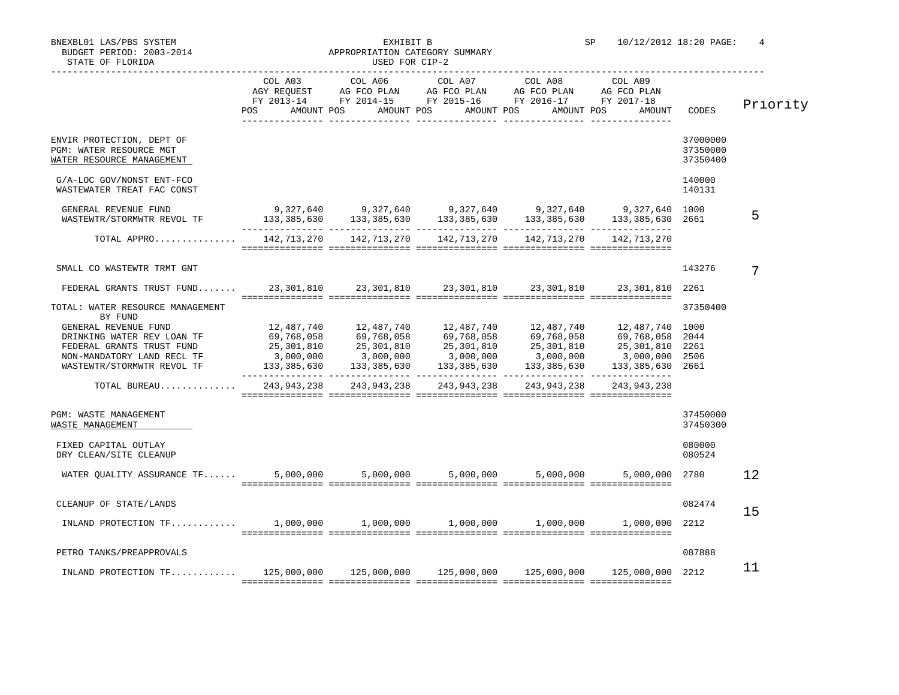BNEXBL01 LAS/PBS SYSTEM — EXHIBIT B — SP 10/12/2012 18:20 PAGE: 4
BUDGET PERIOD: 2003-2014 — APPROPRIATION CATEGORY SUMMARY
STATE OF FLORIDA — USED FOR CIP-2

| | COL A03 AGY REQUEST FY 2013-14 POS AMOUNT | COL A06 AG FCO PLAN FY 2014-15 POS AMOUNT | COL A07 AG FCO PLAN FY 2015-16 POS AMOUNT | COL A08 AG FCO PLAN FY 2016-17 POS AMOUNT | COL A09 AG FCO PLAN FY 2017-18 POS AMOUNT | CODES | Priority |
|---|---|---|---|---|---|---|---|
| ENVIR PROTECTION, DEPT OF | | | | | | 37000000 | |
| PGM: WATER RESOURCE MGT | | | | | | 37350000 | |
| WATER RESOURCE MANAGEMENT | | | | | | 37350400 | |
| G/A-LOC GOV/NONST ENT-FCO | | | | | | 140000 | |
| WASTEWATER TREAT FAC CONST | | | | | | 140131 | |
| GENERAL REVENUE FUND | 9,327,640 | 9,327,640 | 9,327,640 | 9,327,640 | 9,327,640 | 1000 | 5 |
| WASTEWTR/STORMWTR REVOL TF | 133,385,630 | 133,385,630 | 133,385,630 | 133,385,630 | 133,385,630 | 2661 | |
| TOTAL APPRO.............. | 142,713,270 | 142,713,270 | 142,713,270 | 142,713,270 | 142,713,270 | | |
| SMALL CO WASTEWTR TRMT GNT | | | | | | 143276 | 7 |
| FEDERAL GRANTS TRUST FUND....... | 23,301,810 | 23,301,810 | 23,301,810 | 23,301,810 | 23,301,810 | 2261 | |
| TOTAL: WATER RESOURCE MANAGEMENT BY FUND | | | | | | 37350400 | |
| GENERAL REVENUE FUND | 12,487,740 | 12,487,740 | 12,487,740 | 12,487,740 | 12,487,740 | 1000 | |
| DRINKING WATER REV LOAN TF | 69,768,058 | 69,768,058 | 69,768,058 | 69,768,058 | 69,768,058 | 2044 | |
| FEDERAL GRANTS TRUST FUND | 25,301,810 | 25,301,810 | 25,301,810 | 25,301,810 | 25,301,810 | 2261 | |
| NON-MANDATORY LAND RECL TF | 3,000,000 | 3,000,000 | 3,000,000 | 3,000,000 | 3,000,000 | 2506 | |
| WASTEWTR/STORMWTR REVOL TF | 133,385,630 | 133,385,630 | 133,385,630 | 133,385,630 | 133,385,630 | 2661 | |
| TOTAL BUREAU............. | 243,943,238 | 243,943,238 | 243,943,238 | 243,943,238 | 243,943,238 | | |
| PGM: WASTE MANAGEMENT | | | | | | 37450000 | |
| WASTE MANAGEMENT | | | | | | 37450300 | |
| FIXED CAPITAL OUTLAY | | | | | | 080000 | |
| DRY CLEAN/SITE CLEANUP | | | | | | 080524 | |
| WATER QUALITY ASSURANCE TF...... | 5,000,000 | 5,000,000 | 5,000,000 | 5,000,000 | 5,000,000 | 2780 | 12 |
| CLEANUP OF STATE/LANDS | | | | | | 082474 | 15 |
| INLAND PROTECTION TF........... | 1,000,000 | 1,000,000 | 1,000,000 | 1,000,000 | 1,000,000 | 2212 | |
| PETRO TANKS/PREAPPROVALS | | | | | | 087888 | |
| INLAND PROTECTION TF........... | 125,000,000 | 125,000,000 | 125,000,000 | 125,000,000 | 125,000,000 | 2212 | 11 |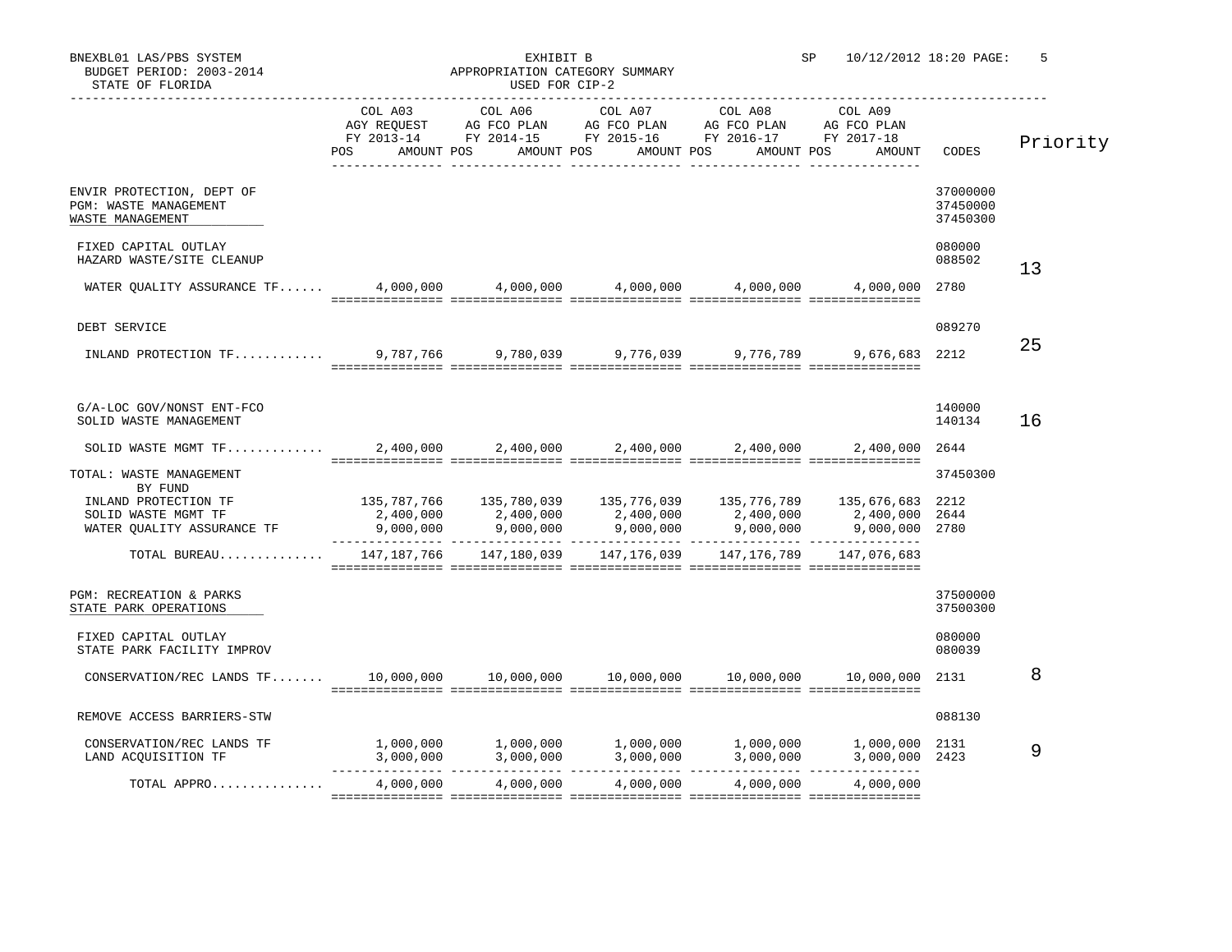BNEXBL01 LAS/PBS SYSTEM
BUDGET PERIOD: 2003-2014
STATE OF FLORIDA

EXHIBIT B
APPROPRIATION CATEGORY SUMMARY
USED FOR CIP-2

SP 10/12/2012 18:20

| | COL A03 AGY REQUEST FY 2013-14 POS AMOUNT | COL A06 AG FCO PLAN FY 2014-15 POS AMOUNT | COL A07 AG FCO PLAN FY 2015-16 POS AMOUNT | COL A08 AG FCO PLAN FY 2016-17 POS AMOUNT | COL A09 AG FCO PLAN FY 2017-18 POS AMOUNT | CODES | Priority |
|---|---|---|---|---|---|---|---|
| ENVIR PROTECTION, DEPT OF | | | | | | 37000000 | |
| PGM: WASTE MANAGEMENT | | | | | | 37450000 | |
| WASTE MANAGEMENT | | | | | | 37450300 | |
| FIXED CAPITAL OUTLAY | | | | | | 080000 | |
| HAZARD WASTE/SITE CLEANUP | | | | | | 088502 | |
| WATER QUALITY ASSURANCE TF...... | 4,000,000 | 4,000,000 | 4,000,000 | 4,000,000 | 4,000,000 | 2780 | 13 |
| DEBT SERVICE | | | | | | 089270 | |
| INLAND PROTECTION TF............ | 9,787,766 | 9,780,039 | 9,776,039 | 9,776,789 | 9,676,683 | 2212 | 25 |
| G/A-LOC GOV/NONST ENT-FCO | | | | | | 140000 | |
| SOLID WASTE MANAGEMENT | | | | | | 140134 | 16 |
| SOLID WASTE MGMT TF............. | 2,400,000 | 2,400,000 | 2,400,000 | 2,400,000 | 2,400,000 | 2644 | |
| TOTAL: WASTE MANAGEMENT | | | | | | 37450300 | |
| BY FUND | | | | | | | |
| INLAND PROTECTION TF | 135,787,766 | 135,780,039 | 135,776,039 | 135,776,789 | 135,676,683 | 2212 | |
| SOLID WASTE MGMT TF | 2,400,000 | 2,400,000 | 2,400,000 | 2,400,000 | 2,400,000 | 2644 | |
| WATER QUALITY ASSURANCE TF | 9,000,000 | 9,000,000 | 9,000,000 | 9,000,000 | 9,000,000 | 2780 | |
| TOTAL BUREAU............. | 147,187,766 | 147,180,039 | 147,176,039 | 147,176,789 | 147,076,683 | | |
| PGM: RECREATION & PARKS | | | | | | 37500000 | |
| STATE PARK OPERATIONS | | | | | | 37500300 | |
| FIXED CAPITAL OUTLAY | | | | | | 080000 | |
| STATE PARK FACILITY IMPROV | | | | | | 080039 | |
| CONSERVATION/REC LANDS TF....... | 10,000,000 | 10,000,000 | 10,000,000 | 10,000,000 | 10,000,000 | 2131 | 8 |
| REMOVE ACCESS BARRIERS-STW | | | | | | 088130 | |
| CONSERVATION/REC LANDS TF | 1,000,000 | 1,000,000 | 1,000,000 | 1,000,000 | 1,000,000 | 2131 | 9 |
| LAND ACQUISITION TF | 3,000,000 | 3,000,000 | 3,000,000 | 3,000,000 | 3,000,000 | 2423 | |
| TOTAL APPRO.............. | 4,000,000 | 4,000,000 | 4,000,000 | 4,000,000 | 4,000,000 | | |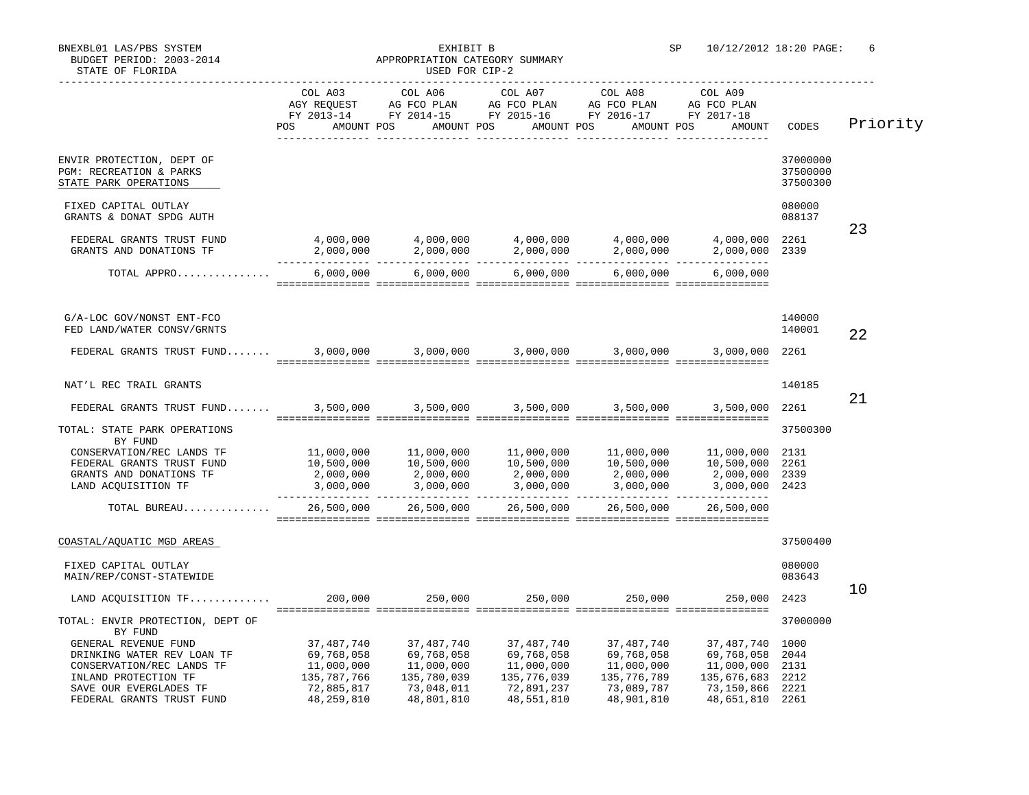BNEXBL01 LAS/PBS SYSTEM — EXHIBIT B — APPROPRIATION CATEGORY SUMMARY — USED FOR CIP-2

BUDGET PERIOD: 2003-2014 — STATE OF FLORIDA — SP 10/12/2012 18:20

| | COL A03 AGY REQUEST FY 2013-14 POS AMOUNT | COL A06 AG FCO PLAN FY 2014-15 POS AMOUNT | COL A07 AG FCO PLAN FY 2015-16 POS AMOUNT | COL A08 AG FCO PLAN FY 2016-17 POS AMOUNT | COL A09 AG FCO PLAN FY 2017-18 POS AMOUNT | CODES | Priority |
|---|---|---|---|---|---|---|---|
| ENVIR PROTECTION, DEPT OF | | | | | | 37000000 | |
| PGM: RECREATION & PARKS | | | | | | 37500000 | |
| STATE PARK OPERATIONS | | | | | | 37500300 | |
| FIXED CAPITAL OUTLAY | | | | | | 080000 | |
| GRANTS & DONAT SPDG AUTH | | | | | | 088137 | 23 |
| FEDERAL GRANTS TRUST FUND | 4,000,000 | 4,000,000 | 4,000,000 | 4,000,000 | 4,000,000 | 2261 | |
| GRANTS AND DONATIONS TF | 2,000,000 | 2,000,000 | 2,000,000 | 2,000,000 | 2,000,000 | 2339 | |
| TOTAL APPRO............... | 6,000,000 | 6,000,000 | 6,000,000 | 6,000,000 | 6,000,000 | | |
| G/A-LOC GOV/NONST ENT-FCO | | | | | | 140000 | |
| FED LAND/WATER CONSV/GRNTS | | | | | | 140001 | 22 |
| FEDERAL GRANTS TRUST FUND....... | 3,000,000 | 3,000,000 | 3,000,000 | 3,000,000 | 3,000,000 | 2261 | |
| NAT'L REC TRAIL GRANTS | | | | | | 140185 | 21 |
| FEDERAL GRANTS TRUST FUND....... | 3,500,000 | 3,500,000 | 3,500,000 | 3,500,000 | 3,500,000 | 2261 | |
| TOTAL: STATE PARK OPERATIONS BY FUND | | | | | | 37500300 | |
| CONSERVATION/REC LANDS TF | 11,000,000 | 11,000,000 | 11,000,000 | 11,000,000 | 11,000,000 | 2131 | |
| FEDERAL GRANTS TRUST FUND | 10,500,000 | 10,500,000 | 10,500,000 | 10,500,000 | 10,500,000 | 2261 | |
| GRANTS AND DONATIONS TF | 2,000,000 | 2,000,000 | 2,000,000 | 2,000,000 | 2,000,000 | 2339 | |
| LAND ACQUISITION TF | 3,000,000 | 3,000,000 | 3,000,000 | 3,000,000 | 3,000,000 | 2423 | |
| TOTAL BUREAU.............. | 26,500,000 | 26,500,000 | 26,500,000 | 26,500,000 | 26,500,000 | | |
| COASTAL/AQUATIC MGD AREAS | | | | | | 37500400 | |
| FIXED CAPITAL OUTLAY | | | | | | 080000 | |
| MAIN/REP/CONST-STATEWIDE | | | | | | 083643 | 10 |
| LAND ACQUISITION TF............ | 200,000 | 250,000 | 250,000 | 250,000 | 250,000 | 2423 | |
| TOTAL: ENVIR PROTECTION, DEPT OF BY FUND | | | | | | 37000000 | |
| GENERAL REVENUE FUND | 37,487,740 | 37,487,740 | 37,487,740 | 37,487,740 | 37,487,740 | 1000 | |
| DRINKING WATER REV LOAN TF | 69,768,058 | 69,768,058 | 69,768,058 | 69,768,058 | 69,768,058 | 2044 | |
| CONSERVATION/REC LANDS TF | 11,000,000 | 11,000,000 | 11,000,000 | 11,000,000 | 11,000,000 | 2131 | |
| INLAND PROTECTION TF | 135,787,766 | 135,780,039 | 135,776,039 | 135,776,789 | 135,676,683 | 2212 | |
| SAVE OUR EVERGLADES TF | 72,885,817 | 73,048,011 | 72,891,237 | 73,089,787 | 73,150,866 | 2221 | |
| FEDERAL GRANTS TRUST FUND | 48,259,810 | 48,801,810 | 48,551,810 | 48,901,810 | 48,651,810 | 2261 | |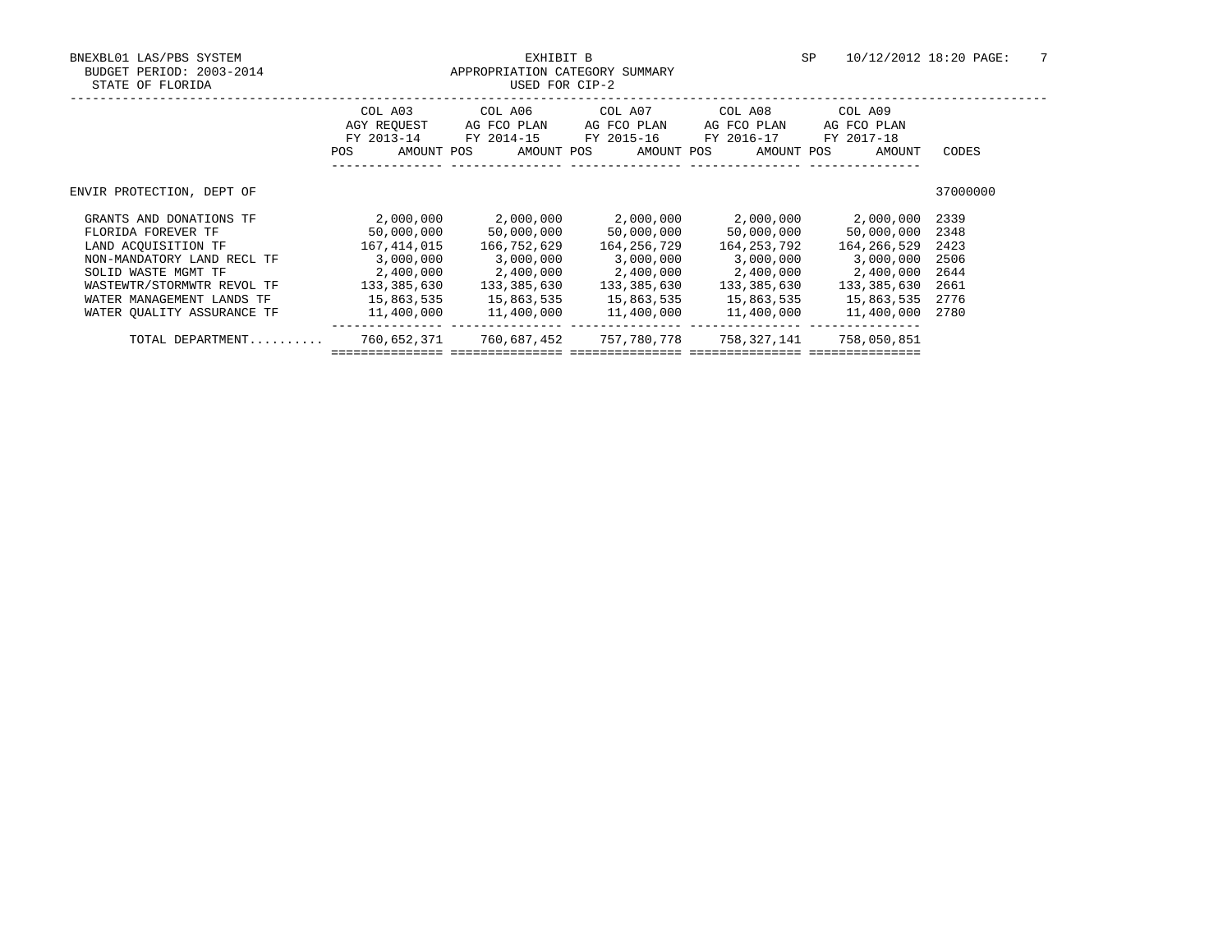BNEXBL01 LAS/PBS SYSTEM
BUDGET PERIOD: 2003-2014
STATE OF FLORIDA

EXHIBIT B
APPROPRIATION CATEGORY SUMMARY
USED FOR CIP-2

SP 10/12/2012 18:20

| | COL A03 AGY REQUEST FY 2013-14 POS AMOUNT | COL A06 AG FCO PLAN FY 2014-15 POS AMOUNT | COL A07 AG FCO PLAN FY 2015-16 POS AMOUNT | COL A08 AG FCO PLAN FY 2016-17 POS AMOUNT | COL A09 AG FCO PLAN FY 2017-18 POS AMOUNT | CODES |
|---|---|---|---|---|---|---|
| ENVIR PROTECTION, DEPT OF | | | | | | 37000000 |
| GRANTS AND DONATIONS TF | 2,000,000 | 2,000,000 | 2,000,000 | 2,000,000 | 2,000,000 | 2339 |
| FLORIDA FOREVER TF | 50,000,000 | 50,000,000 | 50,000,000 | 50,000,000 | 50,000,000 | 2348 |
| LAND ACQUISITION TF | 167,414,015 | 166,752,629 | 164,256,729 | 164,253,792 | 164,266,529 | 2423 |
| NON-MANDATORY LAND RECL TF | 3,000,000 | 3,000,000 | 3,000,000 | 3,000,000 | 3,000,000 | 2506 |
| SOLID WASTE MGMT TF | 2,400,000 | 2,400,000 | 2,400,000 | 2,400,000 | 2,400,000 | 2644 |
| WASTEWTR/STORMWTR REVOL TF | 133,385,630 | 133,385,630 | 133,385,630 | 133,385,630 | 133,385,630 | 2661 |
| WATER MANAGEMENT LANDS TF | 15,863,535 | 15,863,535 | 15,863,535 | 15,863,535 | 15,863,535 | 2776 |
| WATER QUALITY ASSURANCE TF | 11,400,000 | 11,400,000 | 11,400,000 | 11,400,000 | 11,400,000 | 2780 |
| TOTAL DEPARTMENT.......... | 760,652,371 | 760,687,452 | 757,780,778 | 758,327,141 | 758,050,851 | |